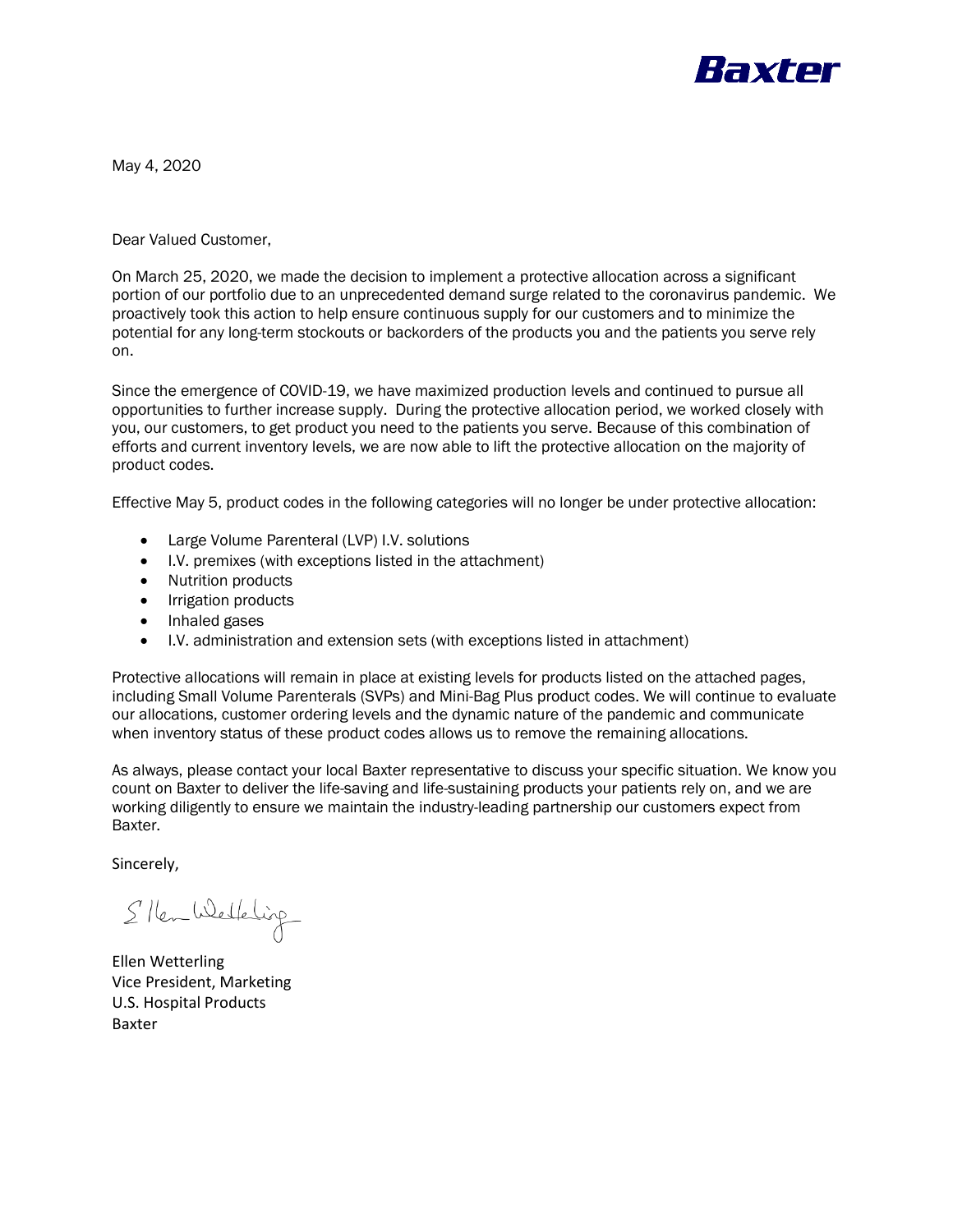Baxter

May 4, 2020

Dear Valued Customer,

On March 25, 2020, we made the decision to implement a protective allocation across a significant portion of our portfolio due to an unprecedented demand surge related to the coronavirus pandemic. We proactively took this action to help ensure continuous supply for our customers and to minimize the potential for any long-term stockouts or backorders of the products you and the patients you serve rely on.

Since the emergence of COVID-19, we have maximized production levels and continued to pursue all opportunities to further increase supply. During the protective allocation period, we worked closely with you, our customers, to get product you need to the patients you serve. Because of this combination of efforts and current inventory levels, we are now able to lift the protective allocation on the majority of product codes.

Effective May 5, product codes in the following categories will no longer be under protective allocation:

- Large Volume Parenteral (LVP) I.V. solutions
- I.V. premixes (with exceptions listed in the attachment)
- Nutrition products
- Irrigation products
- Inhaled gases
- I.V. administration and extension sets (with exceptions listed in attachment)

Protective allocations will remain in place at existing levels for products listed on the attached pages, including Small Volume Parenterals (SVPs) and Mini-Bag Plus product codes. We will continue to evaluate our allocations, customer ordering levels and the dynamic nature of the pandemic and communicate when inventory status of these product codes allows us to remove the remaining allocations.

As always, please contact your local Baxter representative to discuss your specific situation. We know you count on Baxter to deliver the life-saving and life-sustaining products your patients rely on, and we are working diligently to ensure we maintain the industry-leading partnership our customers expect from Baxter.

Sincerely,

Ellen Wetterling

Ellen Wetterling
Vice President, Marketing
U.S. Hospital Products
Baxter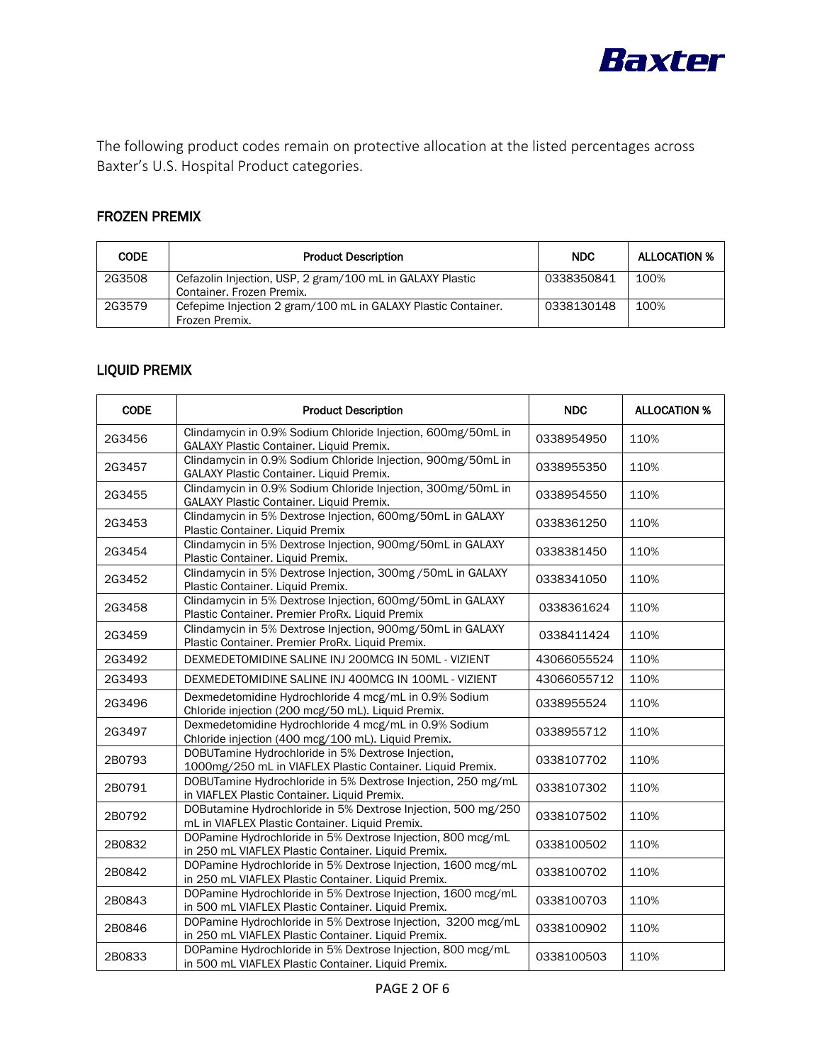The following product codes remain on protective allocation at the listed percentages across Baxter's U.S. Hospital Product categories.

## FROZEN PREMIX

| CODE | Product Description | NDC | ALLOCATION % |
|---|---|---|---|
| 2G3508 | Cefazolin Injection, USP, 2 gram/100 mL in GALAXY Plastic Container. Frozen Premix. | 0338350841 | 100% |
| 2G3579 | Cefepime Injection 2 gram/100 mL in GALAXY Plastic Container. Frozen Premix. | 0338130148 | 100% |

## LIQUID PREMIX

| CODE | Product Description | NDC | ALLOCATION % |
|---|---|---|---|
| 2G3456 | Clindamycin in 0.9% Sodium Chloride Injection, 600mg/50mL in GALAXY Plastic Container. Liquid Premix. | 0338954950 | 110% |
| 2G3457 | Clindamycin in 0.9% Sodium Chloride Injection, 900mg/50mL in GALAXY Plastic Container. Liquid Premix. | 0338955350 | 110% |
| 2G3455 | Clindamycin in 0.9% Sodium Chloride Injection, 300mg/50mL in GALAXY Plastic Container. Liquid Premix. | 0338954550 | 110% |
| 2G3453 | Clindamycin in 5% Dextrose Injection, 600mg/50mL in GALAXY Plastic Container. Liquid Premix | 0338361250 | 110% |
| 2G3454 | Clindamycin in 5% Dextrose Injection, 900mg/50mL in GALAXY Plastic Container. Liquid Premix. | 0338381450 | 110% |
| 2G3452 | Clindamycin in 5% Dextrose Injection, 300mg /50mL in GALAXY Plastic Container. Liquid Premix. | 0338341050 | 110% |
| 2G3458 | Clindamycin in 5% Dextrose Injection, 600mg/50mL in GALAXY Plastic Container. Premier ProRx. Liquid Premix | 0338361624 | 110% |
| 2G3459 | Clindamycin in 5% Dextrose Injection, 900mg/50mL in GALAXY Plastic Container. Premier ProRx. Liquid Premix. | 0338411424 | 110% |
| 2G3492 | DEXMEDETOMIDINE SALINE INJ 200MCG IN 50ML - VIZIENT | 43066055524 | 110% |
| 2G3493 | DEXMEDETOMIDINE SALINE INJ 400MCG IN 100ML - VIZIENT | 43066055712 | 110% |
| 2G3496 | Dexmedetomidine Hydrochloride 4 mcg/mL in 0.9% Sodium Chloride injection (200 mcg/50 mL). Liquid Premix. | 0338955524 | 110% |
| 2G3497 | Dexmedetomidine Hydrochloride 4 mcg/mL in 0.9% Sodium Chloride injection (400 mcg/100 mL). Liquid Premix. | 0338955712 | 110% |
| 2B0793 | DOBUTamine Hydrochloride in 5% Dextrose Injection, 1000mg/250 mL in VIAFLEX Plastic Container. Liquid Premix. | 0338107702 | 110% |
| 2B0791 | DOBUTamine Hydrochloride in 5% Dextrose Injection, 250 mg/mL in VIAFLEX Plastic Container. Liquid Premix. | 0338107302 | 110% |
| 2B0792 | DOButamine Hydrochloride in 5% Dextrose Injection, 500 mg/250 mL in VIAFLEX Plastic Container. Liquid Premix. | 0338107502 | 110% |
| 2B0832 | DOPamine Hydrochloride in 5% Dextrose Injection, 800 mcg/mL in 250 mL VIAFLEX Plastic Container. Liquid Premix. | 0338100502 | 110% |
| 2B0842 | DOPamine Hydrochloride in 5% Dextrose Injection, 1600 mcg/mL in 250 mL VIAFLEX Plastic Container. Liquid Premix. | 0338100702 | 110% |
| 2B0843 | DOPamine Hydrochloride in 5% Dextrose Injection, 1600 mcg/mL in 500 mL VIAFLEX Plastic Container. Liquid Premix. | 0338100703 | 110% |
| 2B0846 | DOPamine Hydrochloride in 5% Dextrose Injection, 3200 mcg/mL in 250 mL VIAFLEX Plastic Container. Liquid Premix. | 0338100902 | 110% |
| 2B0833 | DOPamine Hydrochloride in 5% Dextrose Injection, 800 mcg/mL in 500 mL VIAFLEX Plastic Container. Liquid Premix. | 0338100503 | 110% |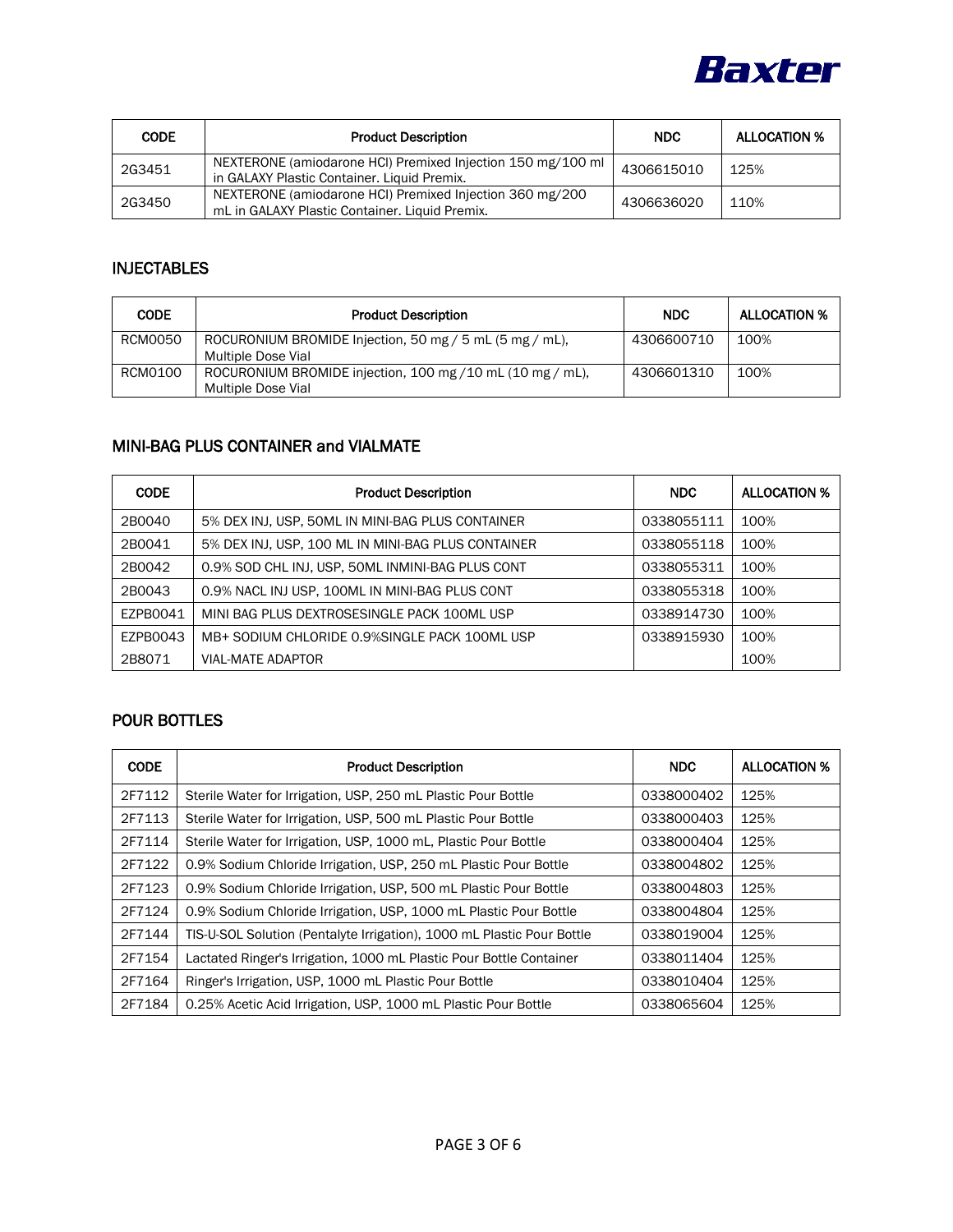| CODE | Product Description | NDC | ALLOCATION % |
| --- | --- | --- | --- |
| 2G3451 | NEXTERONE (amiodarone HCl) Premixed Injection 150 mg/100 ml in GALAXY Plastic Container. Liquid Premix. | 4306615010 | 125% |
| 2G3450 | NEXTERONE (amiodarone HCl) Premixed Injection 360 mg/200 mL in GALAXY Plastic Container. Liquid Premix. | 4306636020 | 110% |

## INJECTABLES

| CODE | Product Description | NDC | ALLOCATION % |
| --- | --- | --- | --- |
| RCM0050 | ROCURONIUM BROMIDE Injection, 50 mg / 5 mL (5 mg / mL), Multiple Dose Vial | 4306600710 | 100% |
| RCM0100 | ROCURONIUM BROMIDE injection, 100 mg /10 mL (10 mg / mL), Multiple Dose Vial | 4306601310 | 100% |

## MINI-BAG PLUS CONTAINER and VIALMATE

| CODE | Product Description | NDC | ALLOCATION % |
| --- | --- | --- | --- |
| 2B0040 | 5% DEX INJ, USP, 50ML IN MINI-BAG PLUS CONTAINER | 0338055111 | 100% |
| 2B0041 | 5% DEX INJ, USP, 100 ML IN MINI-BAG PLUS CONTAINER | 0338055118 | 100% |
| 2B0042 | 0.9% SOD CHL INJ, USP, 50ML INMINI-BAG PLUS CONT | 0338055311 | 100% |
| 2B0043 | 0.9% NACL INJ USP, 100ML IN MINI-BAG PLUS CONT | 0338055318 | 100% |
| EZPB0041 | MINI BAG PLUS DEXTROSESINGLE PACK 100ML USP | 0338914730 | 100% |
| EZPB0043 | MB+ SODIUM CHLORIDE 0.9%SINGLE PACK 100ML USP | 0338915930 | 100% |
| 2B8071 | VIAL-MATE ADAPTOR | | 100% |

## POUR BOTTLES

| CODE | Product Description | NDC | ALLOCATION % |
| --- | --- | --- | --- |
| 2F7112 | Sterile Water for Irrigation, USP, 250 mL Plastic Pour Bottle | 0338000402 | 125% |
| 2F7113 | Sterile Water for Irrigation, USP, 500 mL Plastic Pour Bottle | 0338000403 | 125% |
| 2F7114 | Sterile Water for Irrigation, USP, 1000 mL, Plastic Pour Bottle | 0338000404 | 125% |
| 2F7122 | 0.9% Sodium Chloride Irrigation, USP, 250 mL Plastic Pour Bottle | 0338004802 | 125% |
| 2F7123 | 0.9% Sodium Chloride Irrigation, USP, 500 mL Plastic Pour Bottle | 0338004803 | 125% |
| 2F7124 | 0.9% Sodium Chloride Irrigation, USP, 1000 mL Plastic Pour Bottle | 0338004804 | 125% |
| 2F7144 | TIS-U-SOL Solution (Pentalyte Irrigation), 1000 mL Plastic Pour Bottle | 0338019004 | 125% |
| 2F7154 | Lactated Ringer's Irrigation, 1000 mL Plastic Pour Bottle Container | 0338011404 | 125% |
| 2F7164 | Ringer's Irrigation, USP, 1000 mL Plastic Pour Bottle | 0338010404 | 125% |
| 2F7184 | 0.25% Acetic Acid Irrigation, USP, 1000 mL Plastic Pour Bottle | 0338065604 | 125% |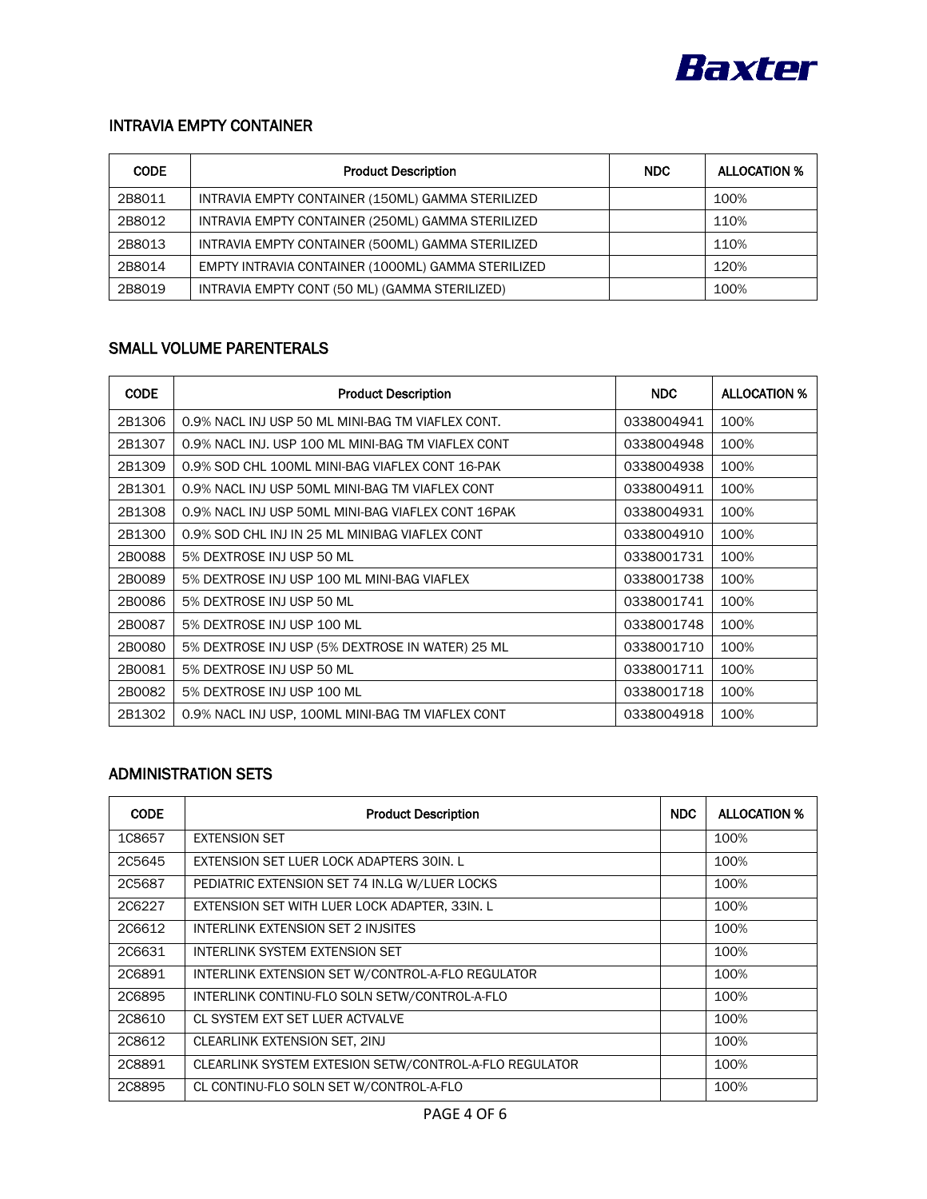## INTRAVIA EMPTY CONTAINER

| CODE | Product Description | NDC | ALLOCATION % |
|---|---|---|---|
| 2B8011 | INTRAVIA EMPTY CONTAINER (150ML) GAMMA STERILIZED | | 100% |
| 2B8012 | INTRAVIA EMPTY CONTAINER (250ML) GAMMA STERILIZED | | 110% |
| 2B8013 | INTRAVIA EMPTY CONTAINER (500ML) GAMMA STERILIZED | | 110% |
| 2B8014 | EMPTY INTRAVIA CONTAINER (1000ML) GAMMA STERILIZED | | 120% |
| 2B8019 | INTRAVIA EMPTY CONT (50 ML) (GAMMA STERILIZED) | | 100% |

## SMALL VOLUME PARENTERALS

| CODE | Product Description | NDC | ALLOCATION % |
|---|---|---|---|
| 2B1306 | 0.9% NACL INJ USP 50 ML MINI-BAG TM VIAFLEX CONT. | 0338004941 | 100% |
| 2B1307 | 0.9% NACL INJ. USP 100 ML MINI-BAG TM VIAFLEX CONT | 0338004948 | 100% |
| 2B1309 | 0.9% SOD CHL 100ML MINI-BAG VIAFLEX CONT 16-PAK | 0338004938 | 100% |
| 2B1301 | 0.9% NACL INJ USP 50ML MINI-BAG TM VIAFLEX CONT | 0338004911 | 100% |
| 2B1308 | 0.9% NACL INJ USP 50ML MINI-BAG VIAFLEX CONT 16PAK | 0338004931 | 100% |
| 2B1300 | 0.9% SOD CHL INJ IN 25 ML MINIBAG VIAFLEX CONT | 0338004910 | 100% |
| 2B0088 | 5% DEXTROSE INJ USP 50 ML | 0338001731 | 100% |
| 2B0089 | 5% DEXTROSE INJ USP 100 ML MINI-BAG VIAFLEX | 0338001738 | 100% |
| 2B0086 | 5% DEXTROSE INJ USP 50 ML | 0338001741 | 100% |
| 2B0087 | 5% DEXTROSE INJ USP 100 ML | 0338001748 | 100% |
| 2B0080 | 5% DEXTROSE INJ USP (5% DEXTROSE IN WATER) 25 ML | 0338001710 | 100% |
| 2B0081 | 5% DEXTROSE INJ USP 50 ML | 0338001711 | 100% |
| 2B0082 | 5% DEXTROSE INJ USP 100 ML | 0338001718 | 100% |
| 2B1302 | 0.9% NACL INJ USP, 100ML MINI-BAG TM VIAFLEX CONT | 0338004918 | 100% |

## ADMINISTRATION SETS

| CODE | Product Description | NDC | ALLOCATION % |
|---|---|---|---|
| 1C8657 | EXTENSION SET | | 100% |
| 2C5645 | EXTENSION SET LUER LOCK ADAPTERS 30IN. L | | 100% |
| 2C5687 | PEDIATRIC EXTENSION SET 74 IN.LG W/LUER LOCKS | | 100% |
| 2C6227 | EXTENSION SET WITH LUER LOCK ADAPTER, 33IN. L | | 100% |
| 2C6612 | INTERLINK EXTENSION SET 2 INJSITES | | 100% |
| 2C6631 | INTERLINK SYSTEM EXTENSION SET | | 100% |
| 2C6891 | INTERLINK EXTENSION SET W/CONTROL-A-FLO REGULATOR | | 100% |
| 2C6895 | INTERLINK CONTINU-FLO SOLN SETW/CONTROL-A-FLO | | 100% |
| 2C8610 | CL SYSTEM EXT SET LUER ACTVALVE | | 100% |
| 2C8612 | CLEARLINK EXTENSION SET, 2INJ | | 100% |
| 2C8891 | CLEARLINK SYSTEM EXTESION SETW/CONTROL-A-FLO REGULATOR | | 100% |
| 2C8895 | CL CONTINU-FLO SOLN SET W/CONTROL-A-FLO | | 100% |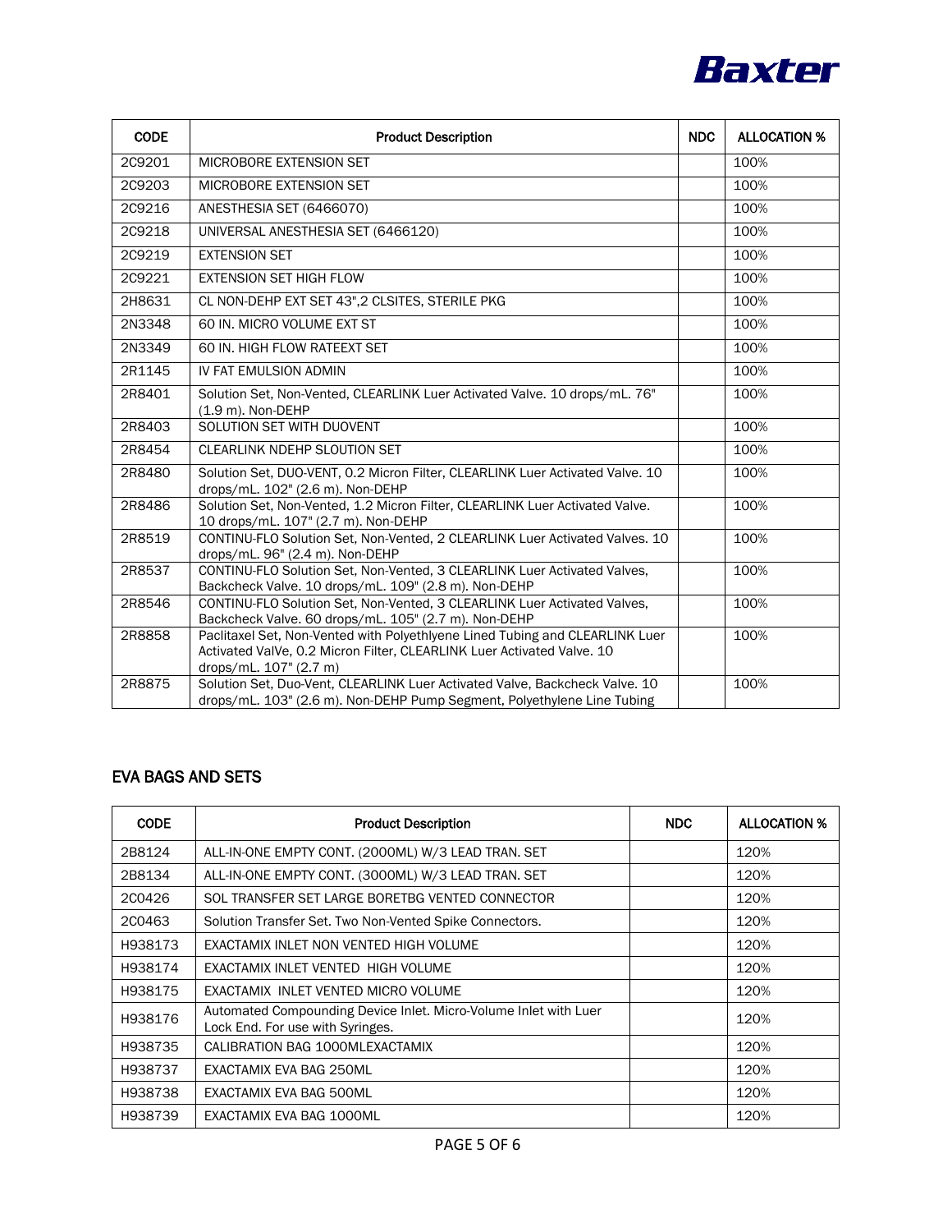| CODE | Product Description | NDC | ALLOCATION % |
|---|---|---|---|
| 2C9201 | MICROBORE EXTENSION SET | | 100% |
| 2C9203 | MICROBORE EXTENSION SET | | 100% |
| 2C9216 | ANESTHESIA SET (6466070) | | 100% |
| 2C9218 | UNIVERSAL ANESTHESIA SET (6466120) | | 100% |
| 2C9219 | EXTENSION SET | | 100% |
| 2C9221 | EXTENSION SET HIGH FLOW | | 100% |
| 2H8631 | CL NON-DEHP EXT SET 43",2 CLSITES, STERILE PKG | | 100% |
| 2N3348 | 60 IN. MICRO VOLUME EXT ST | | 100% |
| 2N3349 | 60 IN. HIGH FLOW RATEEXT SET | | 100% |
| 2R1145 | IV FAT EMULSION ADMIN | | 100% |
| 2R8401 | Solution Set, Non-Vented, CLEARLINK Luer Activated Valve. 10 drops/mL. 76" (1.9 m). Non-DEHP | | 100% |
| 2R8403 | SOLUTION SET WITH DUOVENT | | 100% |
| 2R8454 | CLEARLINK NDEHP SLOUTION SET | | 100% |
| 2R8480 | Solution Set, DUO-VENT, 0.2 Micron Filter, CLEARLINK Luer Activated Valve. 10 drops/mL. 102" (2.6 m). Non-DEHP | | 100% |
| 2R8486 | Solution Set, Non-Vented, 1.2 Micron Filter, CLEARLINK Luer Activated Valve. 10 drops/mL. 107" (2.7 m). Non-DEHP | | 100% |
| 2R8519 | CONTINU-FLO Solution Set, Non-Vented, 2 CLEARLINK Luer Activated Valves. 10 drops/mL. 96" (2.4 m). Non-DEHP | | 100% |
| 2R8537 | CONTINU-FLO Solution Set, Non-Vented, 3 CLEARLINK Luer Activated Valves, Backcheck Valve. 10 drops/mL. 109" (2.8 m). Non-DEHP | | 100% |
| 2R8546 | CONTINU-FLO Solution Set, Non-Vented, 3 CLEARLINK Luer Activated Valves, Backcheck Valve. 60 drops/mL. 105" (2.7 m). Non-DEHP | | 100% |
| 2R8858 | Paclitaxel Set, Non-Vented with Polyethlyene Lined Tubing and CLEARLINK Luer Activated ValVe, 0.2 Micron Filter, CLEARLINK Luer Activated Valve. 10 drops/mL. 107" (2.7 m) | | 100% |
| 2R8875 | Solution Set, Duo-Vent, CLEARLINK Luer Activated Valve, Backcheck Valve. 10 drops/mL. 103" (2.6 m). Non-DEHP Pump Segment, Polyethylene Line Tubing | | 100% |

## EVA BAGS AND SETS

| CODE | Product Description | NDC | ALLOCATION % |
|---|---|---|---|
| 2B8124 | ALL-IN-ONE EMPTY CONT. (2000ML) W/3 LEAD TRAN. SET | | 120% |
| 2B8134 | ALL-IN-ONE EMPTY CONT. (3000ML) W/3 LEAD TRAN. SET | | 120% |
| 2C0426 | SOL TRANSFER SET LARGE BORETBG VENTED CONNECTOR | | 120% |
| 2C0463 | Solution Transfer Set. Two Non-Vented Spike Connectors. | | 120% |
| H938173 | EXACTAMIX INLET NON VENTED HIGH VOLUME | | 120% |
| H938174 | EXACTAMIX INLET VENTED HIGH VOLUME | | 120% |
| H938175 | EXACTAMIX INLET VENTED MICRO VOLUME | | 120% |
| H938176 | Automated Compounding Device Inlet. Micro-Volume Inlet with Luer Lock End. For use with Syringes. | | 120% |
| H938735 | CALIBRATION BAG 1000MLEXACTAMIX | | 120% |
| H938737 | EXACTAMIX EVA BAG 250ML | | 120% |
| H938738 | EXACTAMIX EVA BAG 500ML | | 120% |
| H938739 | EXACTAMIX EVA BAG 1000ML | | 120% |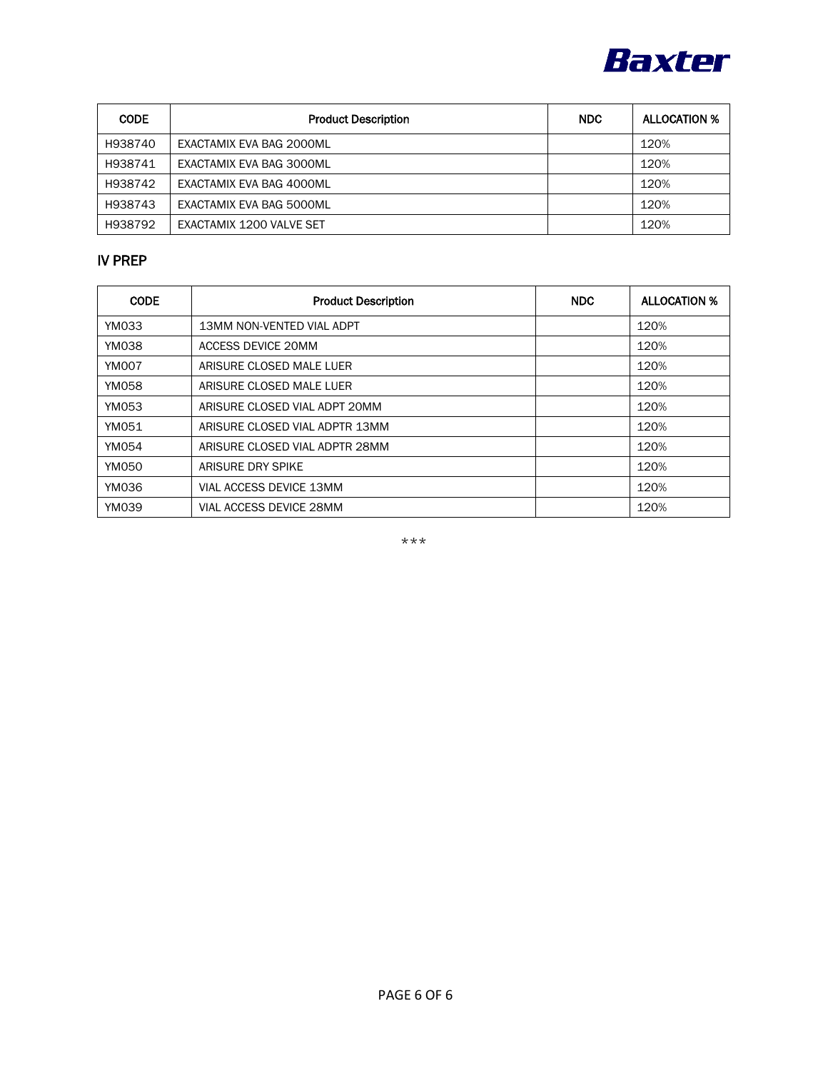| CODE | Product Description | NDC | ALLOCATION % |
|---|---|---|---|
| H938740 | EXACTAMIX EVA BAG 2000ML | | 120% |
| H938741 | EXACTAMIX EVA BAG 3000ML | | 120% |
| H938742 | EXACTAMIX EVA BAG 4000ML | | 120% |
| H938743 | EXACTAMIX EVA BAG 5000ML | | 120% |
| H938792 | EXACTAMIX 1200 VALVE SET | | 120% |

## IV PREP

| CODE | Product Description | NDC | ALLOCATION % |
|---|---|---|---|
| YM033 | 13MM NON-VENTED VIAL ADPT | | 120% |
| YM038 | ACCESS DEVICE 20MM | | 120% |
| YM007 | ARISURE CLOSED MALE LUER | | 120% |
| YM058 | ARISURE CLOSED MALE LUER | | 120% |
| YM053 | ARISURE CLOSED VIAL ADPT 20MM | | 120% |
| YM051 | ARISURE CLOSED VIAL ADPTR 13MM | | 120% |
| YM054 | ARISURE CLOSED VIAL ADPTR 28MM | | 120% |
| YM050 | ARISURE DRY SPIKE | | 120% |
| YM036 | VIAL ACCESS DEVICE 13MM | | 120% |
| YM039 | VIAL ACCESS DEVICE 28MM | | 120% |

***